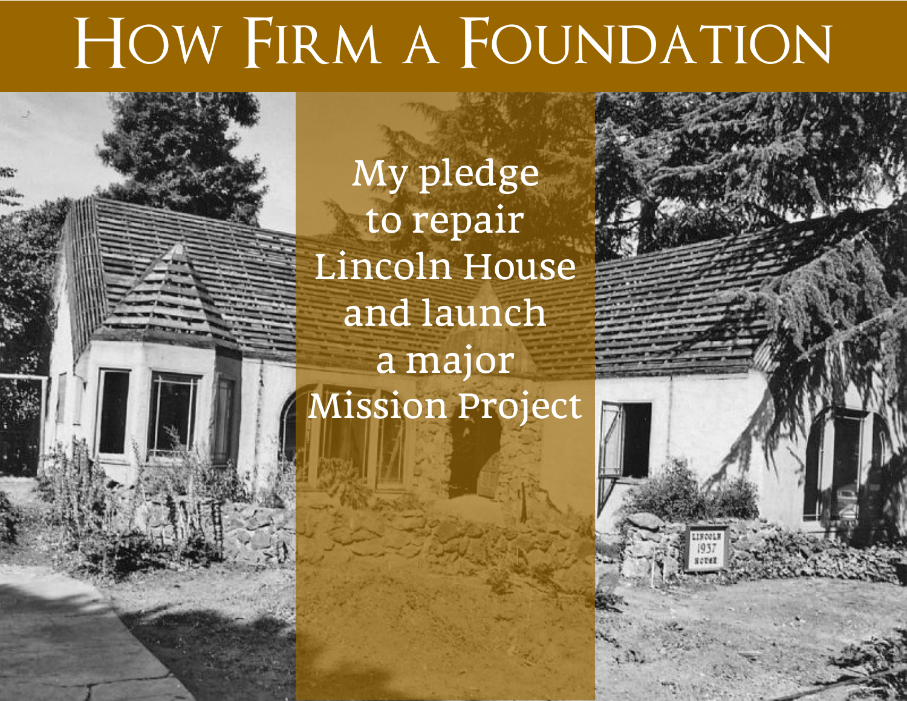# How Firm a Foundation

My pledge to repair Lincoln House and launch a major Mission Project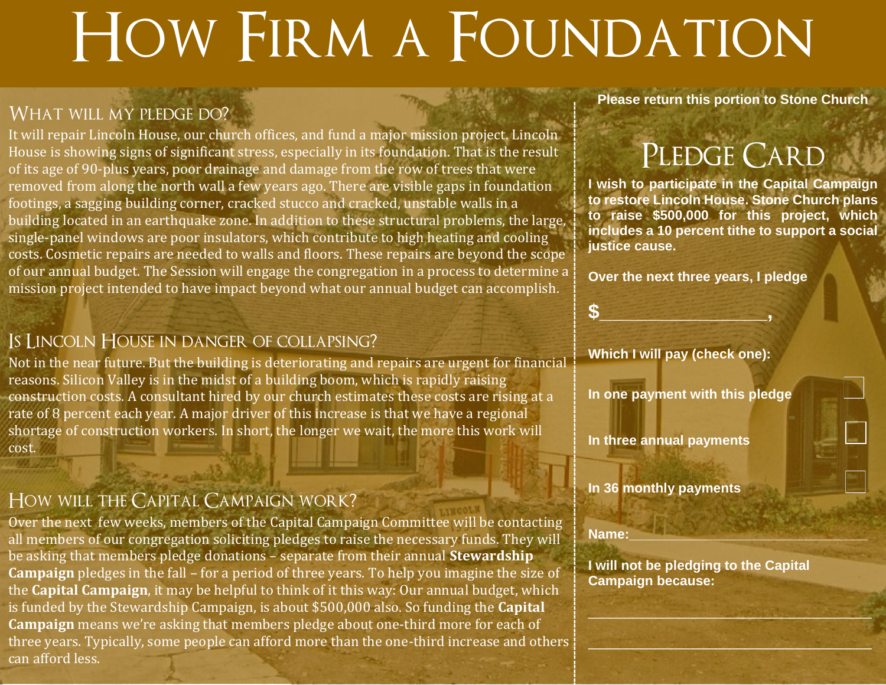# How Firm a Foundation

## What will my pledge do?

It will repair Lincoln House, our church offices, and fund a major mission project. Lincoln House is showing signs of significant stress, especially in its foundation. That is the result of its age of 90-plus years, poor drainage and damage from the row of trees that were removed from along the north wall a few years ago. There are visible gaps in foundation footings, a sagging building corner, cracked stucco and cracked, unstable walls in a building located in an earthquake zone. In addition to these structural problems, the large, single-panel windows are poor insulators, which contribute to high heating and cooling costs. Cosmetic repairs are needed to walls and floors. These repairs are beyond the scope of our annual budget. The Session will engage the congregation in a process to determine a mission project intended to have impact beyond what our annual budget can accomplish.

## Is Lincoln House in danger of collapsing?

Not in the near future. But the building is deteriorating and repairs are urgent for financial reasons. Silicon Valley is in the midst of a building boom, which is rapidly raising construction costs. A consultant hired by our church estimates these costs are rising at a rate of 8 percent each year. A major driver of this increase is that we have a regional shortage of construction workers. In short, the longer we wait, the more this work will cost.

## How will the Capital Campaign work?

Over the next few weeks, members of the Capital Campaign Committee will be contacting all members of our congregation soliciting pledges to raise the necessary funds. They will be asking that members pledge donations – separate from their annual **Stewardship Campaign** pledges in the fall – for a period of three years. To help you imagine the size of the **Capital Campaign**, it may be helpful to think of it this way: Our annual budget, which is funded by the Stewardship Campaign, is about $500,000 also. So funding the **Capital Campaign** means we're asking that members pledge about one-third more for each of three years. Typically, some people can afford more than the one-third increase and others can afford less.

---

**Please return this portion to Stone Church**

## Pledge Card

**I wish to participate in the Capital Campaign to restore Lincoln House. Stone Church plans to raise $500,000 for this project, which includes a 10 percent tithe to support a social justice cause.**

**Over the next three years, I pledge**

**$\_\_\_\_\_\_\_\_\_\_\_\_\_\_\_\_\_\_\_\_,**

**Which I will pay (check one):**

**In one payment with this pledge** ☐

**In three annual payments** ☐

**In 36 monthly payments** ☐

**Name:\_\_\_\_\_\_\_\_\_\_\_\_\_\_\_\_\_\_\_\_\_\_\_\_\_\_\_\_\_\_**

**I will not be pledging to the Capital Campaign because:**

\_\_\_\_\_\_\_\_\_\_\_\_\_\_\_\_\_\_\_\_\_\_\_\_\_\_\_\_\_\_\_\_\_\_\_\_

\_\_\_\_\_\_\_\_\_\_\_\_\_\_\_\_\_\_\_\_\_\_\_\_\_\_\_\_\_\_\_\_\_\_\_\_